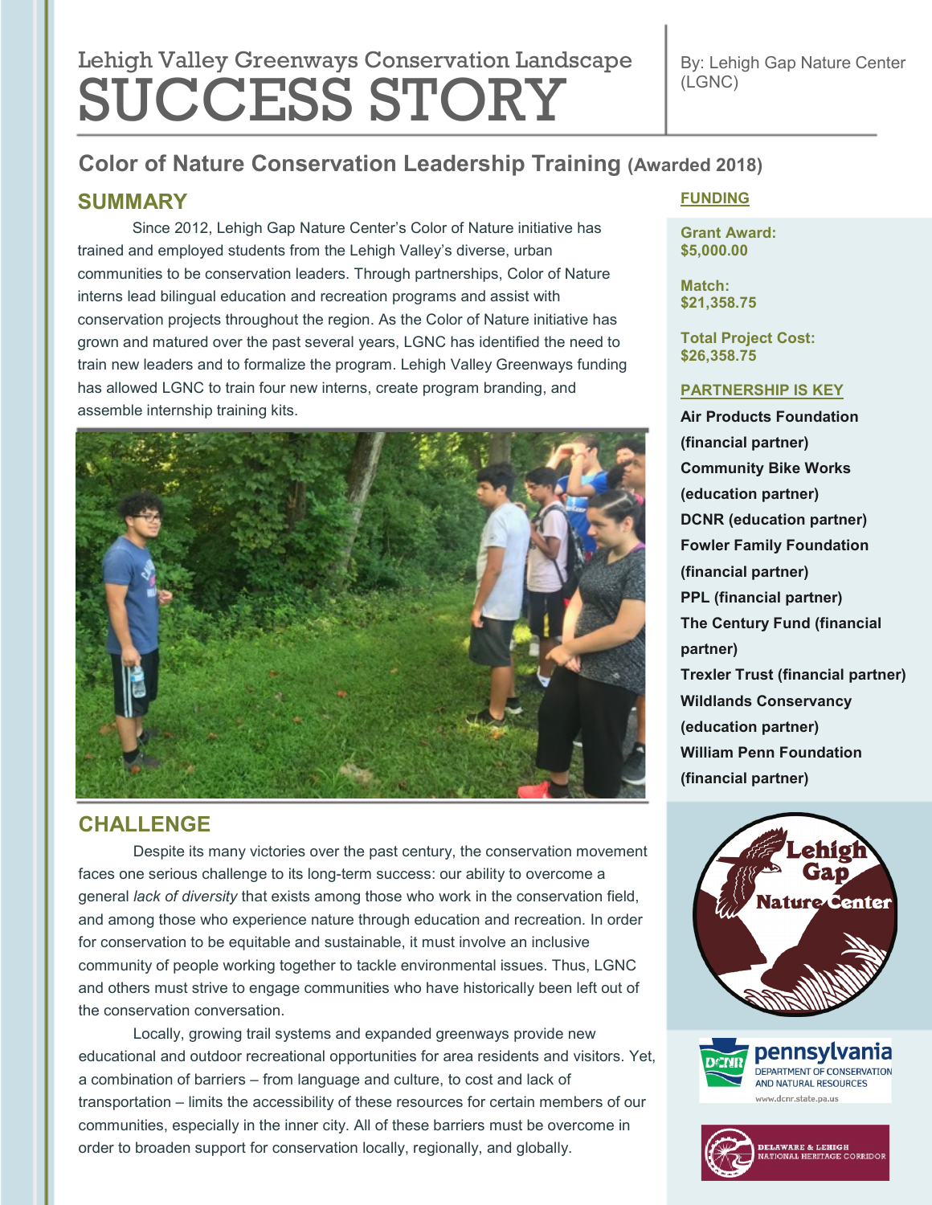Lehigh Valley Greenways Conservation Landscape

# SUCCESS STORY

By: Lehigh Gap Nature Center (LGNC)

## Color of Nature Conservation Leadership Training (Awarded 2018)

### SUMMARY

Since 2012, Lehigh Gap Nature Center's Color of Nature initiative has trained and employed students from the Lehigh Valley's diverse, urban communities to be conservation leaders. Through partnerships, Color of Nature interns lead bilingual education and recreation programs and assist with conservation projects throughout the region. As the Color of Nature initiative has grown and matured over the past several years, LGNC has identified the need to train new leaders and to formalize the program. Lehigh Valley Greenways funding has allowed LGNC to train four new interns, create program branding, and assemble internship training kits.

### FUNDING

**Grant Award: $5,000.00**

**Match: $21,358.75**

**Total Project Cost: $26,358.75**

### PARTNERSHIP IS KEY

**Air Products Foundation (financial partner)**
**Community Bike Works (education partner)**
**DCNR (education partner)**
**Fowler Family Foundation (financial partner)**
**PPL (financial partner)**
**The Century Fund (financial partner)**
**Trexler Trust (financial partner)**
**Wildlands Conservancy (education partner)**
**William Penn Foundation (financial partner)**

### CHALLENGE

Despite its many victories over the past century, the conservation movement faces one serious challenge to its long-term success: our ability to overcome a general *lack of diversity* that exists among those who work in the conservation field, and among those who experience nature through education and recreation. In order for conservation to be equitable and sustainable, it must involve an inclusive community of people working together to tackle environmental issues. Thus, LGNC and others must strive to engage communities who have historically been left out of the conservation conversation.

Locally, growing trail systems and expanded greenways provide new educational and outdoor recreational opportunities for area residents and visitors. Yet, a combination of barriers – from language and culture, to cost and lack of transportation – limits the accessibility of these resources for certain members of our communities, especially in the inner city. All of these barriers must be overcome in order to broaden support for conservation locally, regionally, and globally.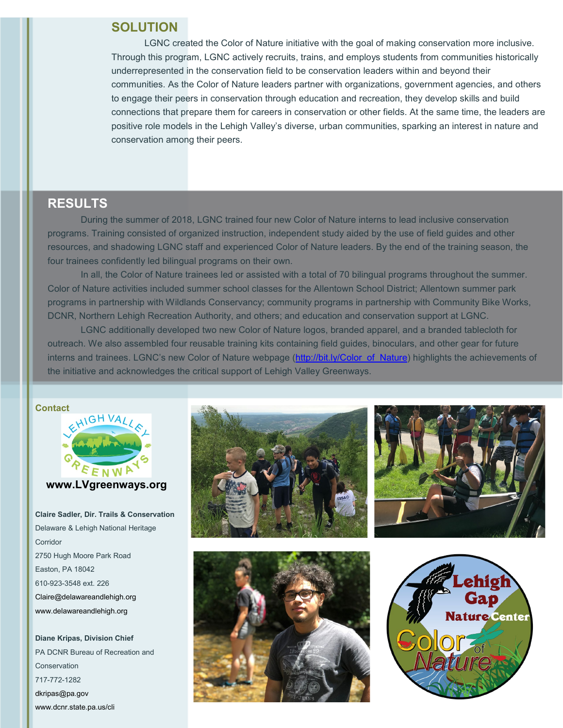## SOLUTION

LGNC created the Color of Nature initiative with the goal of making conservation more inclusive. Through this program, LGNC actively recruits, trains, and employs students from communities historically underrepresented in the conservation field to be conservation leaders within and beyond their communities. As the Color of Nature leaders partner with organizations, government agencies, and others to engage their peers in conservation through education and recreation, they develop skills and build connections that prepare them for careers in conservation or other fields. At the same time, the leaders are positive role models in the Lehigh Valley's diverse, urban communities, sparking an interest in nature and conservation among their peers.

## RESULTS

During the summer of 2018, LGNC trained four new Color of Nature interns to lead inclusive conservation programs. Training consisted of organized instruction, independent study aided by the use of field guides and other resources, and shadowing LGNC staff and experienced Color of Nature leaders. By the end of the training season, the four trainees confidently led bilingual programs on their own.

In all, the Color of Nature trainees led or assisted with a total of 70 bilingual programs throughout the summer. Color of Nature activities included summer school classes for the Allentown School District; Allentown summer park programs in partnership with Wildlands Conservancy; community programs in partnership with Community Bike Works, DCNR, Northern Lehigh Recreation Authority, and others; and education and conservation support at LGNC.

LGNC additionally developed two new Color of Nature logos, branded apparel, and a branded tablecloth for outreach. We also assembled four reusable training kits containing field guides, binoculars, and other gear for future interns and trainees. LGNC's new Color of Nature webpage (http://bit.ly/Color_of_Nature) highlights the achievements of the initiative and acknowledges the critical support of Lehigh Valley Greenways.

**Contact**

www.LVgreenways.org

**Claire Sadler, Dir. Trails & Conservation**
Delaware & Lehigh National Heritage Corridor
2750 Hugh Moore Park Road
Easton, PA 18042
610-923-3548 ext. 226
Claire@delawareandlehigh.org
www.delawareandlehigh.org

**Diane Kripas, Division Chief**
PA DCNR Bureau of Recreation and Conservation
717-772-1282
dkripas@pa.gov
www.dcnr.state.pa.us/cli